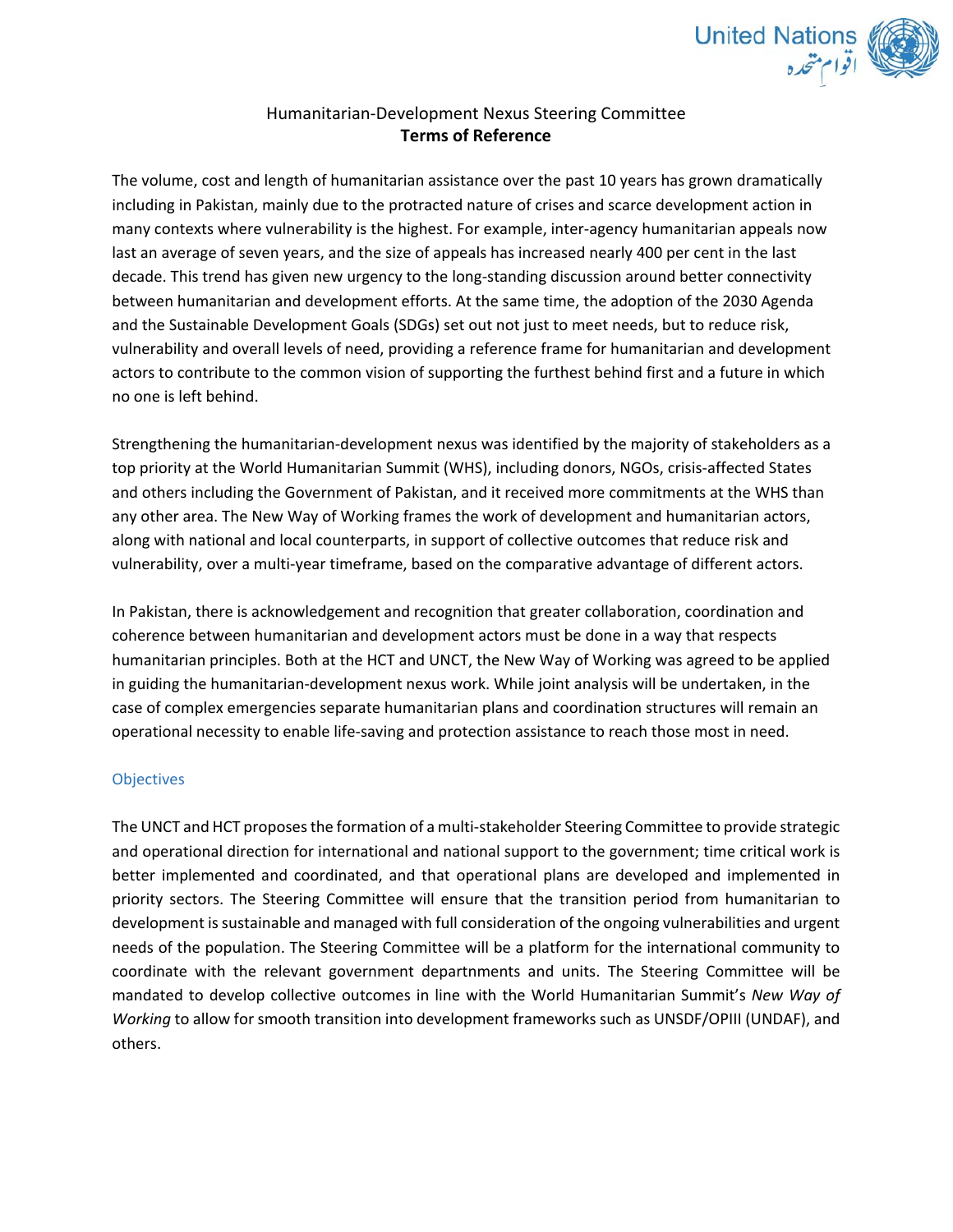Humanitarian-Development Nexus Steering Committee

# Terms of Reference

The volume, cost and length of humanitarian assistance over the past 10 years has grown dramatically including in Pakistan, mainly due to the protracted nature of crises and scarce development action in many contexts where vulnerability is the highest. For example, inter-agency humanitarian appeals now last an average of seven years, and the size of appeals has increased nearly 400 per cent in the last decade. This trend has given new urgency to the long-standing discussion around better connectivity between humanitarian and development efforts. At the same time, the adoption of the 2030 Agenda and the Sustainable Development Goals (SDGs) set out not just to meet needs, but to reduce risk, vulnerability and overall levels of need, providing a reference frame for humanitarian and development actors to contribute to the common vision of supporting the furthest behind first and a future in which no one is left behind.

Strengthening the humanitarian-development nexus was identified by the majority of stakeholders as a top priority at the World Humanitarian Summit (WHS), including donors, NGOs, crisis-affected States and others including the Government of Pakistan, and it received more commitments at the WHS than any other area. The New Way of Working frames the work of development and humanitarian actors, along with national and local counterparts, in support of collective outcomes that reduce risk and vulnerability, over a multi-year timeframe, based on the comparative advantage of different actors.

In Pakistan, there is acknowledgement and recognition that greater collaboration, coordination and coherence between humanitarian and development actors must be done in a way that respects humanitarian principles. Both at the HCT and UNCT, the New Way of Working was agreed to be applied in guiding the humanitarian-development nexus work. While joint analysis will be undertaken, in the case of complex emergencies separate humanitarian plans and coordination structures will remain an operational necessity to enable life-saving and protection assistance to reach those most in need.

## Objectives

The UNCT and HCT proposes the formation of a multi-stakeholder Steering Committee to provide strategic and operational direction for international and national support to the government; time critical work is better implemented and coordinated, and that operational plans are developed and implemented in priority sectors. The Steering Committee will ensure that the transition period from humanitarian to development is sustainable and managed with full consideration of the ongoing vulnerabilities and urgent needs of the population. The Steering Committee will be a platform for the international community to coordinate with the relevant government departments and units. The Steering Committee will be mandated to develop collective outcomes in line with the World Humanitarian Summit's *New Way of Working* to allow for smooth transition into development frameworks such as UNSDF/OPIII (UNDAF), and others.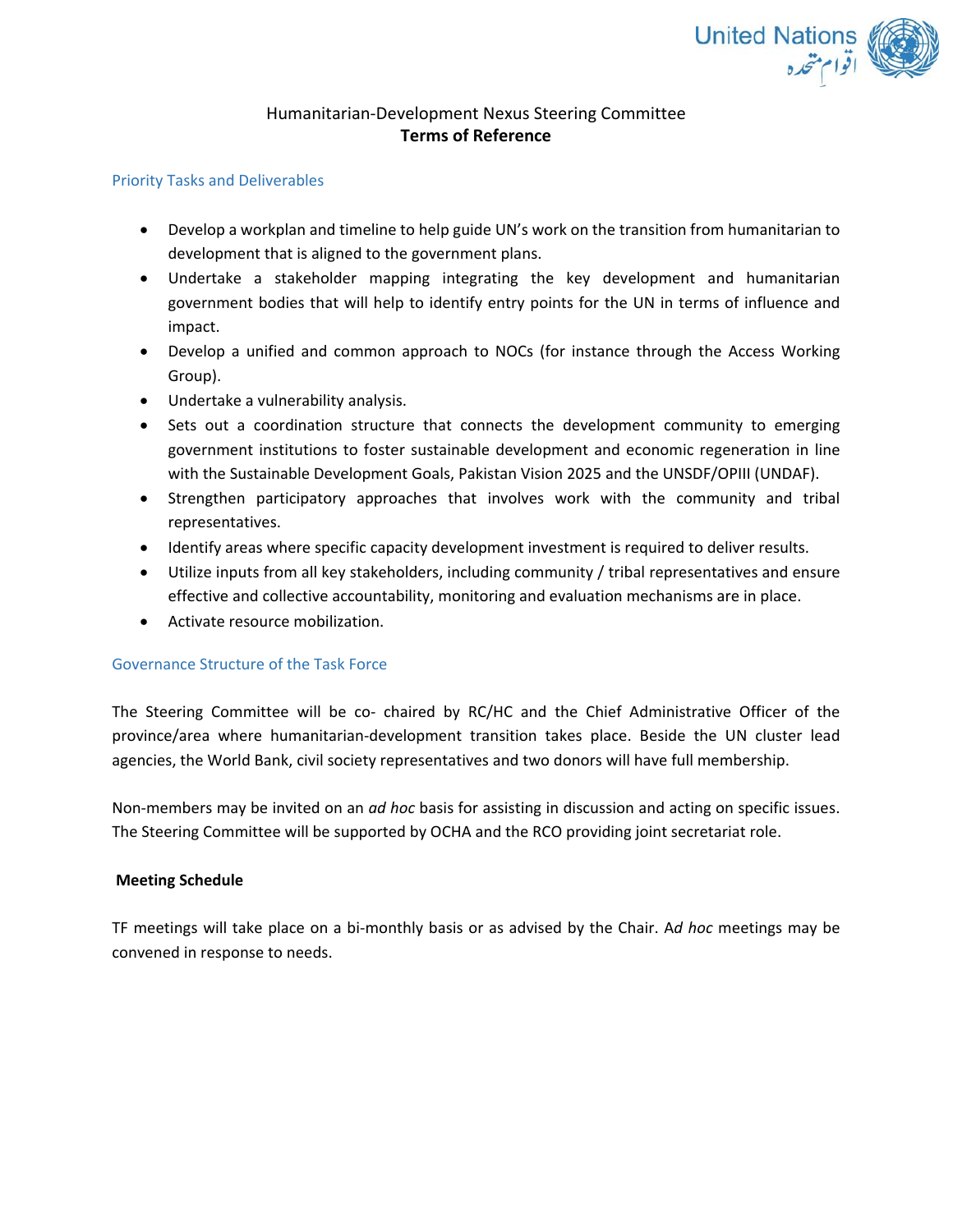Humanitarian-Development Nexus Steering Committee

**Terms of Reference**

## Priority Tasks and Deliverables

- Develop a workplan and timeline to help guide UN's work on the transition from humanitarian to development that is aligned to the government plans.
- Undertake a stakeholder mapping integrating the key development and humanitarian government bodies that will help to identify entry points for the UN in terms of influence and impact.
- Develop a unified and common approach to NOCs (for instance through the Access Working Group).
- Undertake a vulnerability analysis.
- Sets out a coordination structure that connects the development community to emerging government institutions to foster sustainable development and economic regeneration in line with the Sustainable Development Goals, Pakistan Vision 2025 and the UNSDF/OPIII (UNDAF).
- Strengthen participatory approaches that involves work with the community and tribal representatives.
- Identify areas where specific capacity development investment is required to deliver results.
- Utilize inputs from all key stakeholders, including community / tribal representatives and ensure effective and collective accountability, monitoring and evaluation mechanisms are in place.
- Activate resource mobilization.

## Governance Structure of the Task Force

The Steering Committee will be co- chaired by RC/HC and the Chief Administrative Officer of the province/area where humanitarian-development transition takes place. Beside the UN cluster lead agencies, the World Bank, civil society representatives and two donors will have full membership.

Non-members may be invited on an *ad hoc* basis for assisting in discussion and acting on specific issues. The Steering Committee will be supported by OCHA and the RCO providing joint secretariat role.

**Meeting Schedule**

TF meetings will take place on a bi-monthly basis or as advised by the Chair. A*d hoc* meetings may be convened in response to needs.